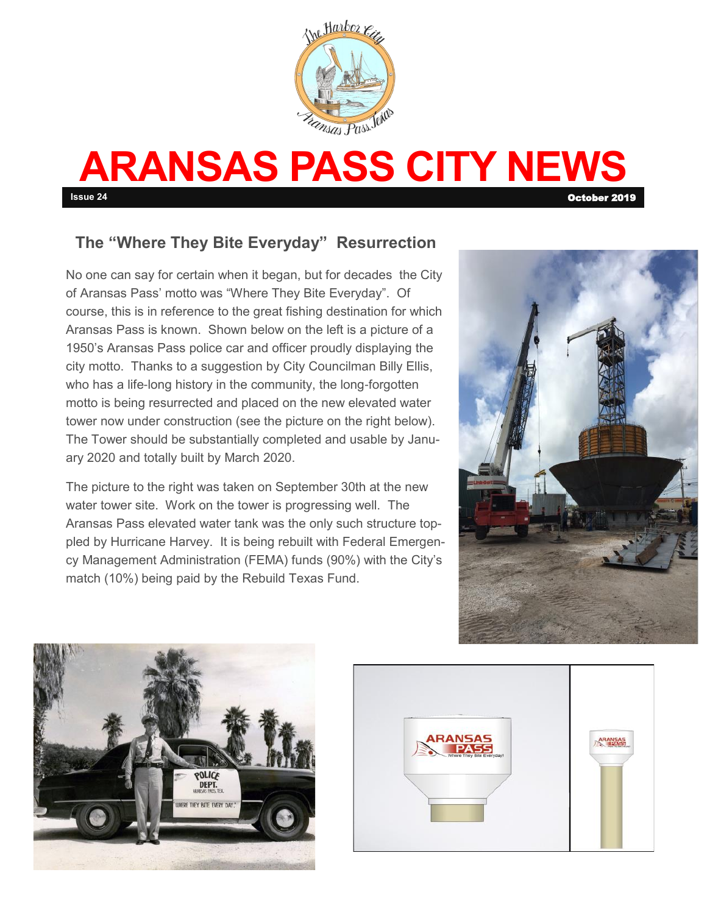# ARANSAS PASS CITY NEWS

Issue 24 October 2019

## The "Where They Bite Everyday" Resurrection

No one can say for certain when it began, but for decades the City of Aransas Pass' motto was "Where They Bite Everyday". Of course, this is in reference to the great fishing destination for which Aransas Pass is known. Shown below on the left is a picture of a 1950's Aransas Pass police car and officer proudly displaying the city motto. Thanks to a suggestion by City Councilman Billy Ellis, who has a life-long history in the community, the long-forgotten motto is being resurrected and placed on the new elevated water tower now under construction (see the picture on the right below). The Tower should be substantially completed and usable by January 2020 and totally built by March 2020.

The picture to the right was taken on September 30th at the new water tower site. Work on the tower is progressing well. The Aransas Pass elevated water tank was the only such structure toppled by Hurricane Harvey. It is being rebuilt with Federal Emergency Management Administration (FEMA) funds (90%) with the City's match (10%) being paid by the Rebuild Texas Fund.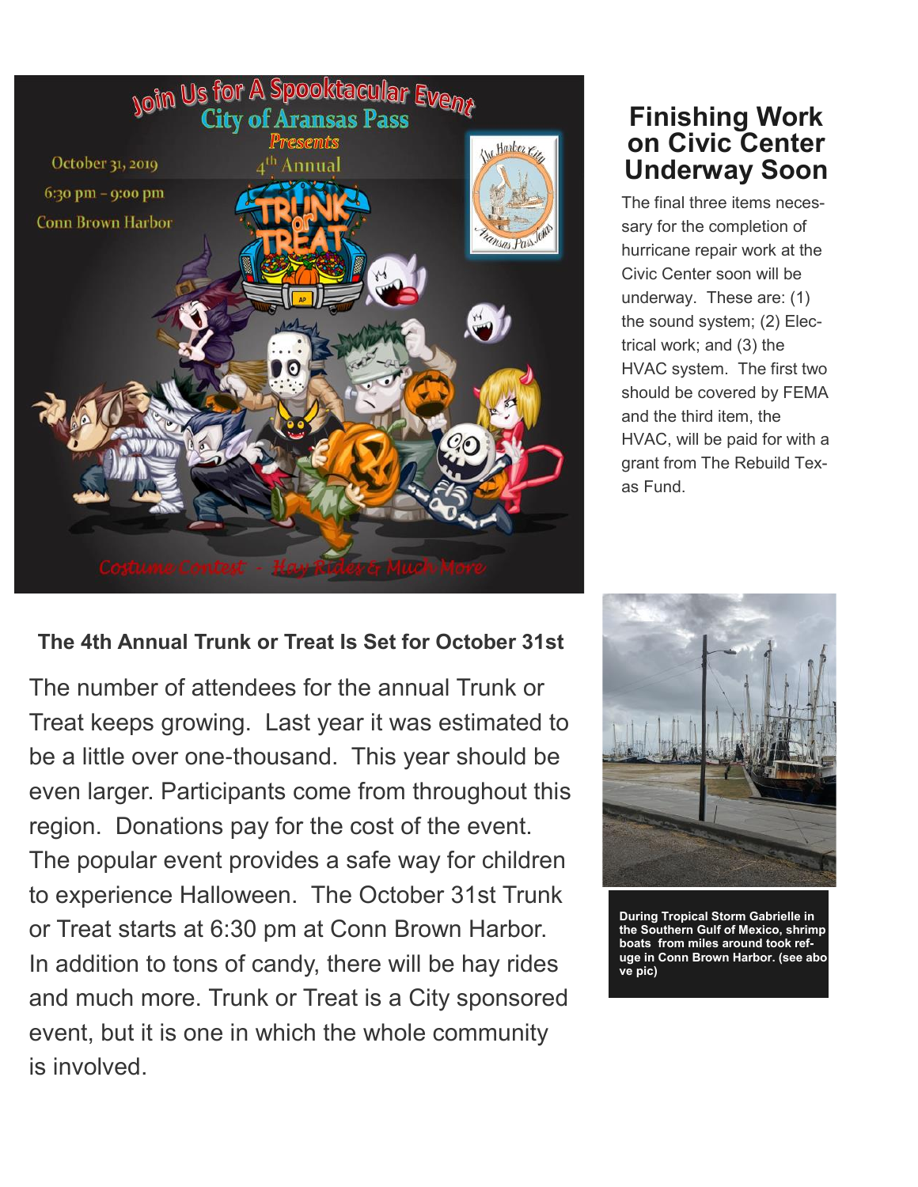Join Us for A Spooktacular Event

City of Aransas Pass

Presents

4th Annual

October 31, 2019

6:30 pm – 9:00 pm

Conn Brown Harbor

TRUNK or TREAT

Costume Contest - Hay Rides & Much More

## Finishing Work on Civic Center Underway Soon

The final three items necessary for the completion of hurricane repair work at the Civic Center soon will be underway. These are: (1) the sound system; (2) Electrical work; and (3) the HVAC system. The first two should be covered by FEMA and the third item, the HVAC, will be paid for with a grant from The Rebuild Texas Fund.

### The 4th Annual Trunk or Treat Is Set for October 31st

The number of attendees for the annual Trunk or Treat keeps growing. Last year it was estimated to be a little over one-thousand. This year should be even larger. Participants come from throughout this region. Donations pay for the cost of the event. The popular event provides a safe way for children to experience Halloween. The October 31st Trunk or Treat starts at 6:30 pm at Conn Brown Harbor. In addition to tons of candy, there will be hay rides and much more. Trunk or Treat is a City sponsored event, but it is one in which the whole community is involved.

**During Tropical Storm Gabrielle in the Southern Gulf of Mexico, shrimp boats from miles around took refuge in Conn Brown Harbor. (see above pic)**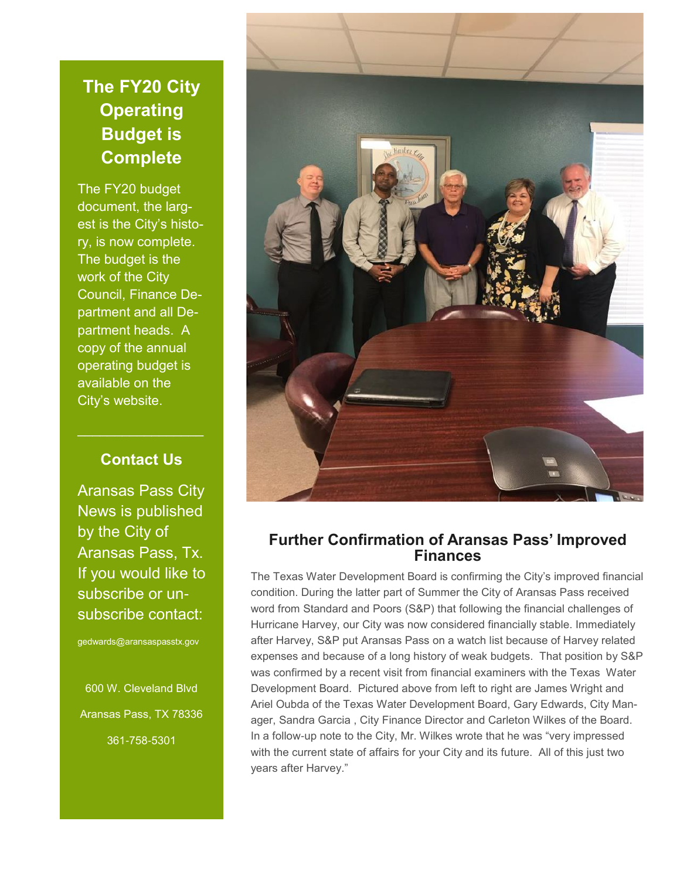## The FY20 City Operating Budget is Complete

The FY20 budget document, the largest is the City's history, is now complete. The budget is the work of the City Council, Finance Department and all Department heads. A copy of the annual operating budget is available on the City's website.

---

## Contact Us

Aransas Pass City News is published by the City of Aransas Pass, Tx. If you would like to subscribe or unsubscribe contact:

gedwards@aransaspasstx.gov

600 W. Cleveland Blvd

Aransas Pass, TX 78336

361-758-5301

## Further Confirmation of Aransas Pass' Improved Finances

The Texas Water Development Board is confirming the City's improved financial condition. During the latter part of Summer the City of Aransas Pass received word from Standard and Poors (S&P) that following the financial challenges of Hurricane Harvey, our City was now considered financially stable. Immediately after Harvey, S&P put Aransas Pass on a watch list because of Harvey related expenses and because of a long history of weak budgets. That position by S&P was confirmed by a recent visit from financial examiners with the Texas Water Development Board. Pictured above from left to right are James Wright and Ariel Oubda of the Texas Water Development Board, Gary Edwards, City Manager, Sandra Garcia , City Finance Director and Carleton Wilkes of the Board. In a follow-up note to the City, Mr. Wilkes wrote that he was "very impressed with the current state of affairs for your City and its future. All of this just two years after Harvey."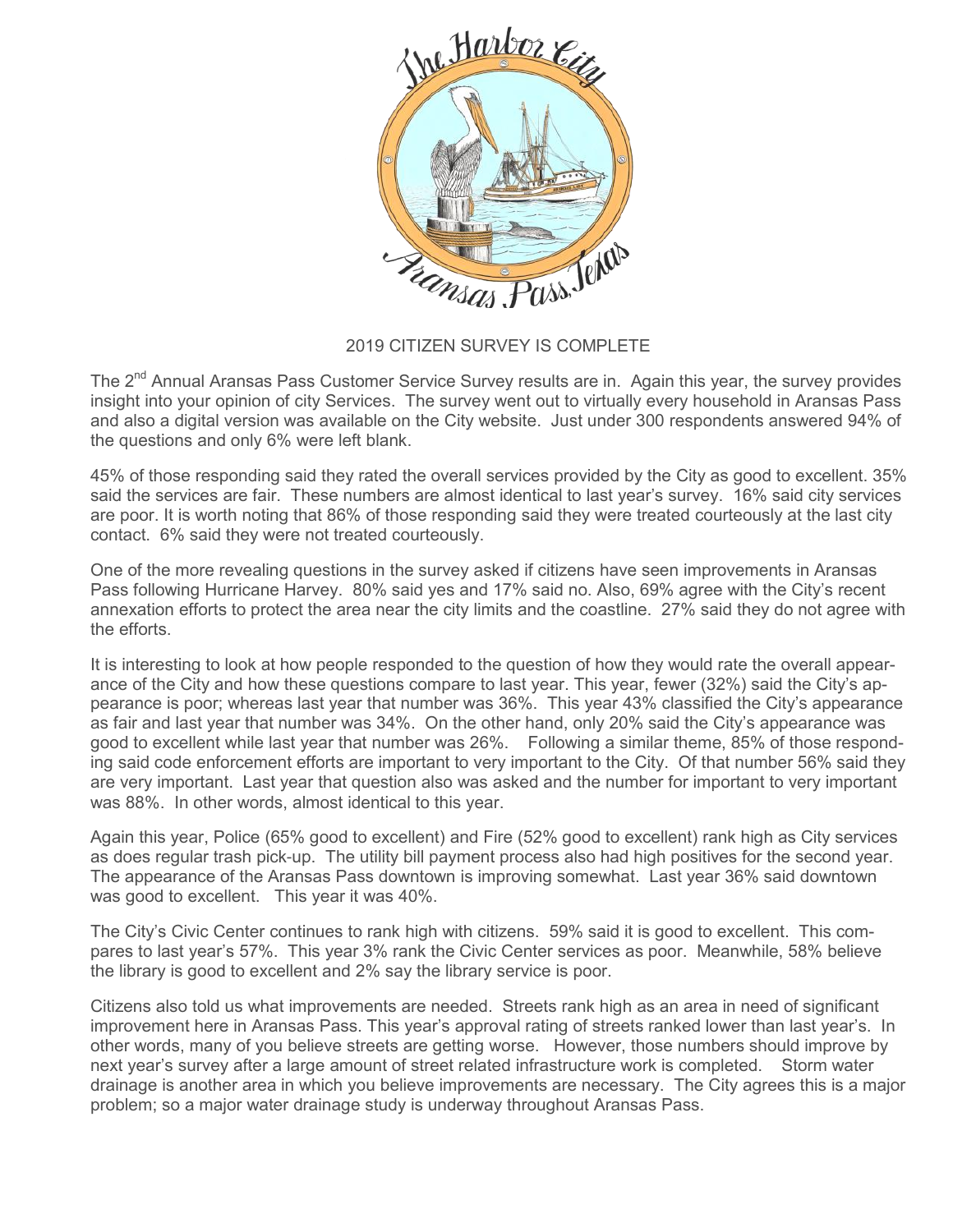2019 CITIZEN SURVEY IS COMPLETE

The 2nd Annual Aransas Pass Customer Service Survey results are in. Again this year, the survey provides insight into your opinion of city Services. The survey went out to virtually every household in Aransas Pass and also a digital version was available on the City website. Just under 300 respondents answered 94% of the questions and only 6% were left blank.

45% of those responding said they rated the overall services provided by the City as good to excellent. 35% said the services are fair. These numbers are almost identical to last year's survey. 16% said city services are poor. It is worth noting that 86% of those responding said they were treated courteously at the last city contact. 6% said they were not treated courteously.

One of the more revealing questions in the survey asked if citizens have seen improvements in Aransas Pass following Hurricane Harvey. 80% said yes and 17% said no. Also, 69% agree with the City's recent annexation efforts to protect the area near the city limits and the coastline. 27% said they do not agree with the efforts.

It is interesting to look at how people responded to the question of how they would rate the overall appearance of the City and how these questions compare to last year. This year, fewer (32%) said the City's appearance is poor; whereas last year that number was 36%. This year 43% classified the City's appearance as fair and last year that number was 34%. On the other hand, only 20% said the City's appearance was good to excellent while last year that number was 26%. Following a similar theme, 85% of those responding said code enforcement efforts are important to very important to the City. Of that number 56% said they are very important. Last year that question also was asked and the number for important to very important was 88%. In other words, almost identical to this year.

Again this year, Police (65% good to excellent) and Fire (52% good to excellent) rank high as City services as does regular trash pick-up. The utility bill payment process also had high positives for the second year. The appearance of the Aransas Pass downtown is improving somewhat. Last year 36% said downtown was good to excellent. This year it was 40%.

The City's Civic Center continues to rank high with citizens. 59% said it is good to excellent. This compares to last year's 57%. This year 3% rank the Civic Center services as poor. Meanwhile, 58% believe the library is good to excellent and 2% say the library service is poor.

Citizens also told us what improvements are needed. Streets rank high as an area in need of significant improvement here in Aransas Pass. This year's approval rating of streets ranked lower than last year's. In other words, many of you believe streets are getting worse. However, those numbers should improve by next year's survey after a large amount of street related infrastructure work is completed. Storm water drainage is another area in which you believe improvements are necessary. The City agrees this is a major problem; so a major water drainage study is underway throughout Aransas Pass.